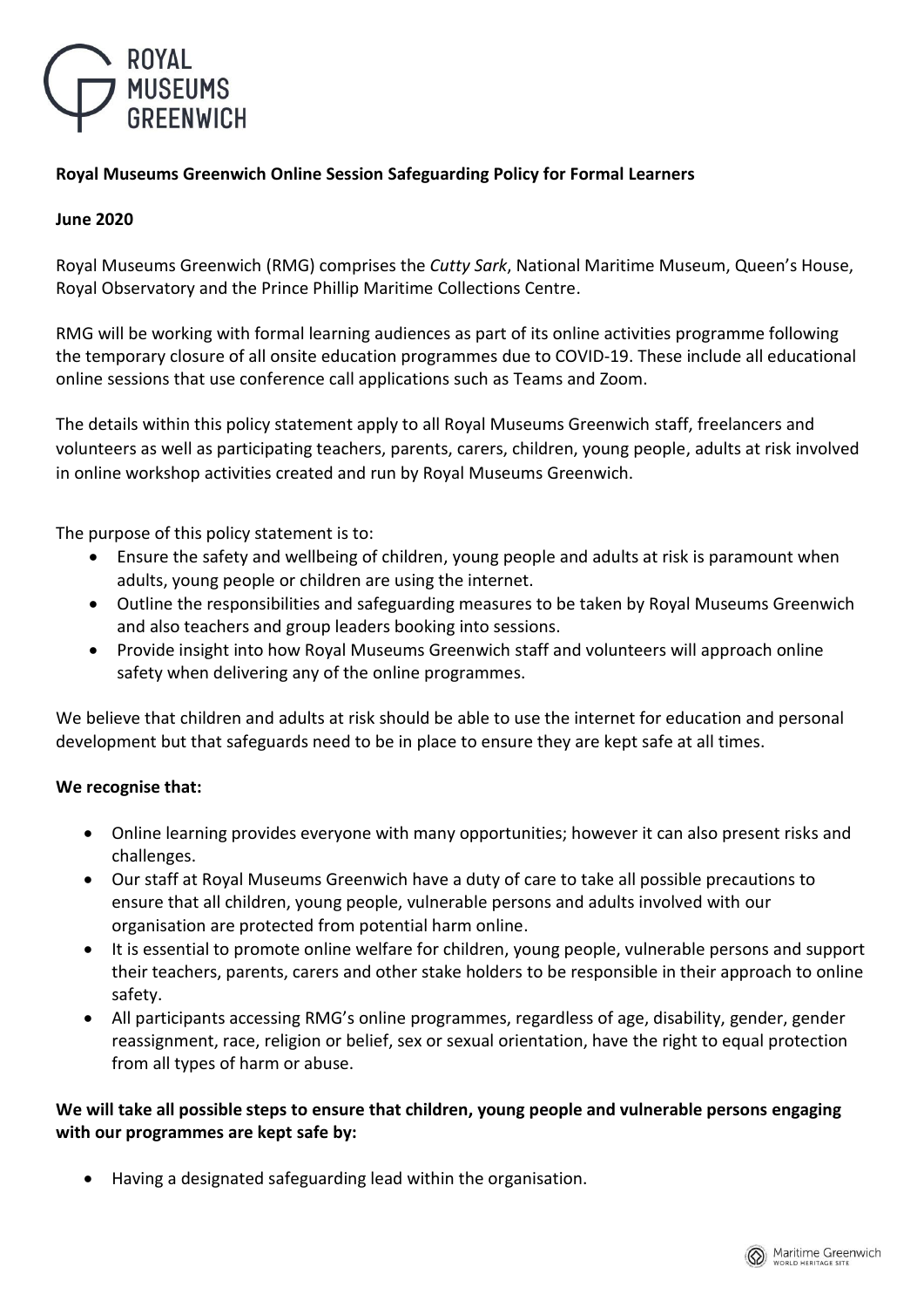**Royal Museums Greenwich Online Session Safeguarding Policy for Formal Learners**

**June 2020**

Royal Museums Greenwich (RMG) comprises the *Cutty Sark*, National Maritime Museum, Queen's House, Royal Observatory and the Prince Phillip Maritime Collections Centre.

RMG will be working with formal learning audiences as part of its online activities programme following the temporary closure of all onsite education programmes due to COVID-19. These include all educational online sessions that use conference call applications such as Teams and Zoom.

The details within this policy statement apply to all Royal Museums Greenwich staff, freelancers and volunteers as well as participating teachers, parents, carers, children, young people, adults at risk involved in online workshop activities created and run by Royal Museums Greenwich.

The purpose of this policy statement is to:

- Ensure the safety and wellbeing of children, young people and adults at risk is paramount when adults, young people or children are using the internet.
- Outline the responsibilities and safeguarding measures to be taken by Royal Museums Greenwich and also teachers and group leaders booking into sessions.
- Provide insight into how Royal Museums Greenwich staff and volunteers will approach online safety when delivering any of the online programmes.

We believe that children and adults at risk should be able to use the internet for education and personal development but that safeguards need to be in place to ensure they are kept safe at all times.

**We recognise that:**

- Online learning provides everyone with many opportunities; however it can also present risks and challenges.
- Our staff at Royal Museums Greenwich have a duty of care to take all possible precautions to ensure that all children, young people, vulnerable persons and adults involved with our organisation are protected from potential harm online.
- It is essential to promote online welfare for children, young people, vulnerable persons and support their teachers, parents, carers and other stake holders to be responsible in their approach to online safety.
- All participants accessing RMG's online programmes, regardless of age, disability, gender, gender reassignment, race, religion or belief, sex or sexual orientation, have the right to equal protection from all types of harm or abuse.

**We will take all possible steps to ensure that children, young people and vulnerable persons engaging with our programmes are kept safe by:**

- Having a designated safeguarding lead within the organisation.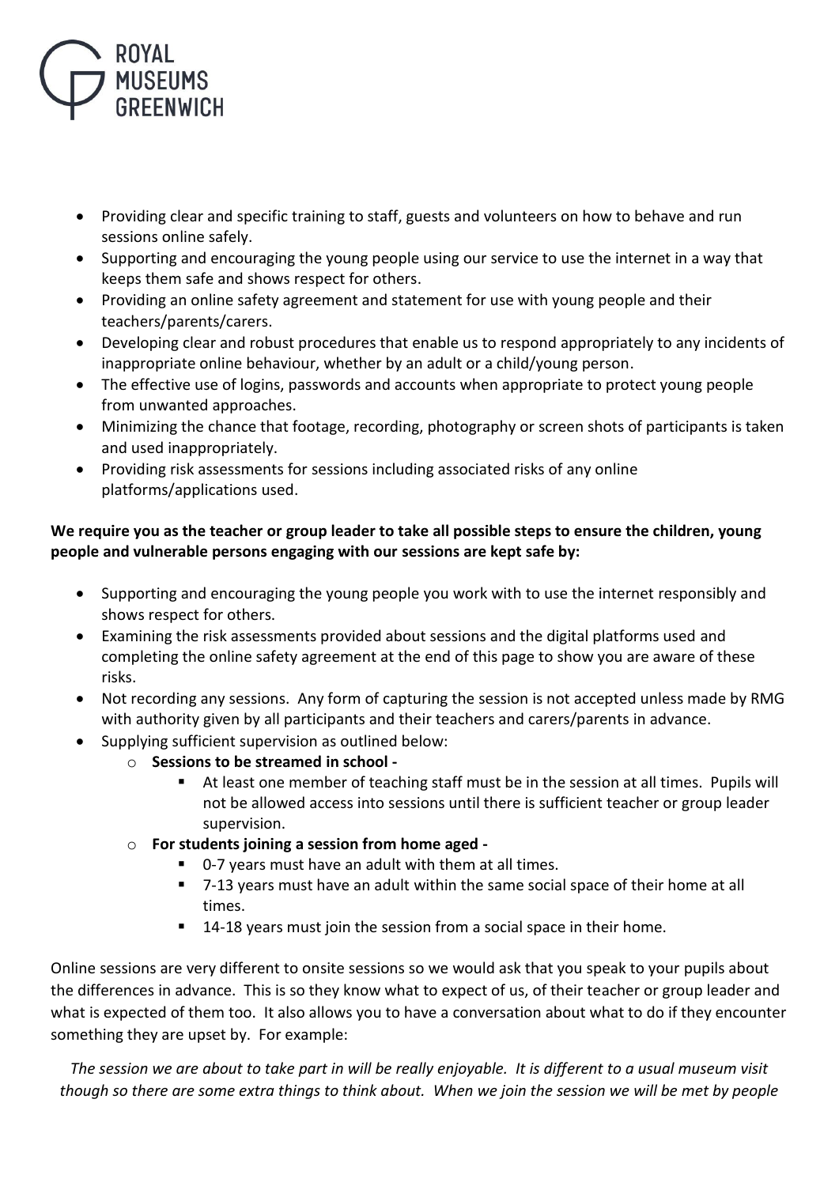- Providing clear and specific training to staff, guests and volunteers on how to behave and run sessions online safely.
- Supporting and encouraging the young people using our service to use the internet in a way that keeps them safe and shows respect for others.
- Providing an online safety agreement and statement for use with young people and their teachers/parents/carers.
- Developing clear and robust procedures that enable us to respond appropriately to any incidents of inappropriate online behaviour, whether by an adult or a child/young person.
- The effective use of logins, passwords and accounts when appropriate to protect young people from unwanted approaches.
- Minimizing the chance that footage, recording, photography or screen shots of participants is taken and used inappropriately.
- Providing risk assessments for sessions including associated risks of any online platforms/applications used.

**We require you as the teacher or group leader to take all possible steps to ensure the children, young people and vulnerable persons engaging with our sessions are kept safe by:**

- Supporting and encouraging the young people you work with to use the internet responsibly and shows respect for others.
- Examining the risk assessments provided about sessions and the digital platforms used and completing the online safety agreement at the end of this page to show you are aware of these risks.
- Not recording any sessions. Any form of capturing the session is not accepted unless made by RMG with authority given by all participants and their teachers and carers/parents in advance.
- Supplying sufficient supervision as outlined below:
  - **Sessions to be streamed in school -**
    - At least one member of teaching staff must be in the session at all times. Pupils will not be allowed access into sessions until there is sufficient teacher or group leader supervision.
  - **For students joining a session from home aged -**
    - 0-7 years must have an adult with them at all times.
    - 7-13 years must have an adult within the same social space of their home at all times.
    - 14-18 years must join the session from a social space in their home.

Online sessions are very different to onsite sessions so we would ask that you speak to your pupils about the differences in advance. This is so they know what to expect of us, of their teacher or group leader and what is expected of them too. It also allows you to have a conversation about what to do if they encounter something they are upset by. For example:

*The session we are about to take part in will be really enjoyable. It is different to a usual museum visit though so there are some extra things to think about. When we join the session we will be met by people*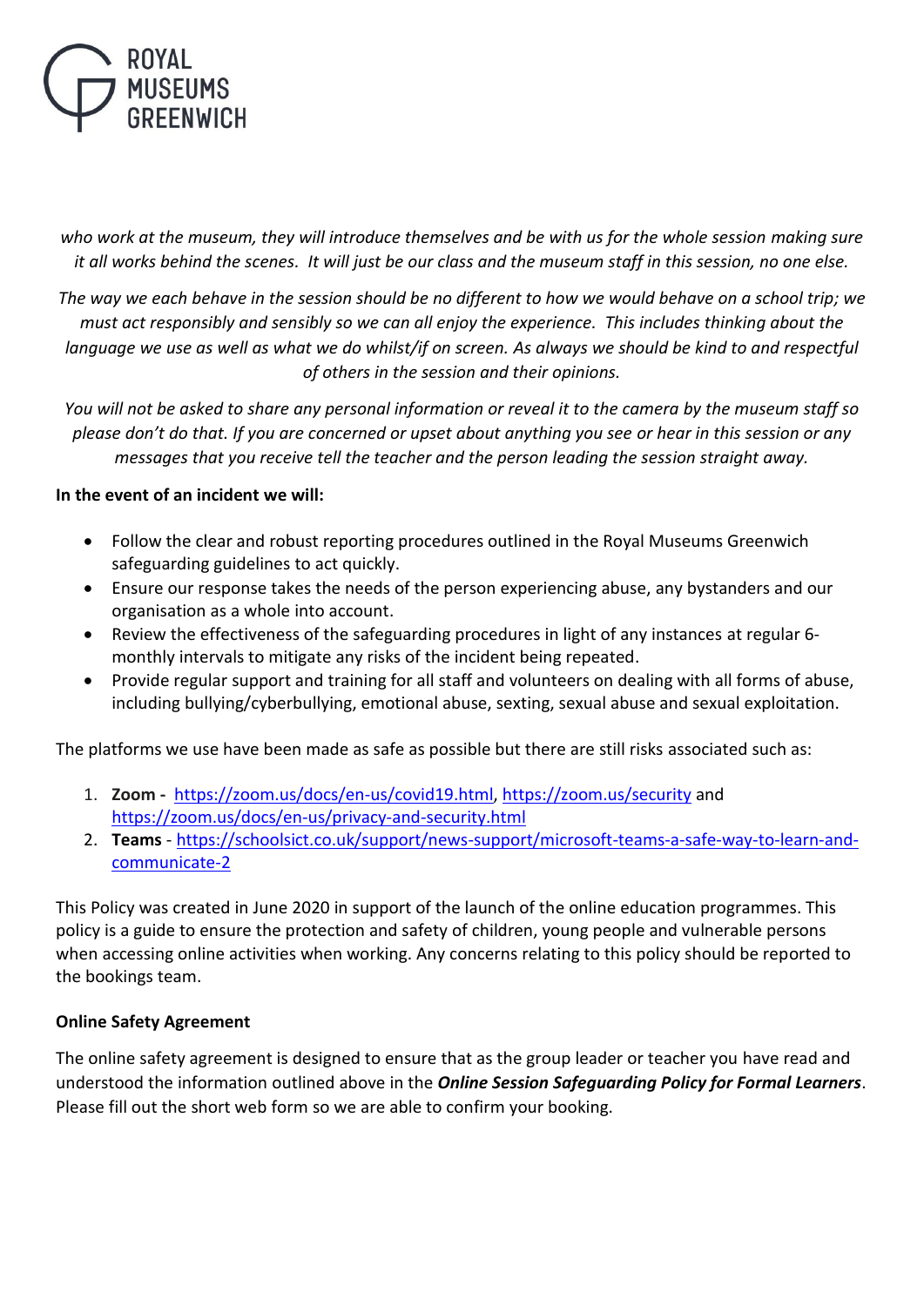*who work at the museum, they will introduce themselves and be with us for the whole session making sure it all works behind the scenes. It will just be our class and the museum staff in this session, no one else.*

*The way we each behave in the session should be no different to how we would behave on a school trip; we must act responsibly and sensibly so we can all enjoy the experience. This includes thinking about the language we use as well as what we do whilst/if on screen. As always we should be kind to and respectful of others in the session and their opinions.*

*You will not be asked to share any personal information or reveal it to the camera by the museum staff so please don't do that. If you are concerned or upset about anything you see or hear in this session or any messages that you receive tell the teacher and the person leading the session straight away.*

**In the event of an incident we will:**

- Follow the clear and robust reporting procedures outlined in the Royal Museums Greenwich safeguarding guidelines to act quickly.
- Ensure our response takes the needs of the person experiencing abuse, any bystanders and our organisation as a whole into account.
- Review the effectiveness of the safeguarding procedures in light of any instances at regular 6-monthly intervals to mitigate any risks of the incident being repeated.
- Provide regular support and training for all staff and volunteers on dealing with all forms of abuse, including bullying/cyberbullying, emotional abuse, sexting, sexual abuse and sexual exploitation.

The platforms we use have been made as safe as possible but there are still risks associated such as:

1. **Zoom -** https://zoom.us/docs/en-us/covid19.html, https://zoom.us/security and https://zoom.us/docs/en-us/privacy-and-security.html
2. **Teams** - https://schoolsict.co.uk/support/news-support/microsoft-teams-a-safe-way-to-learn-and-communicate-2

This Policy was created in June 2020 in support of the launch of the online education programmes. This policy is a guide to ensure the protection and safety of children, young people and vulnerable persons when accessing online activities when working. Any concerns relating to this policy should be reported to the bookings team.

**Online Safety Agreement**

The online safety agreement is designed to ensure that as the group leader or teacher you have read and understood the information outlined above in the ***Online Session Safeguarding Policy for Formal Learners***. Please fill out the short web form so we are able to confirm your booking.